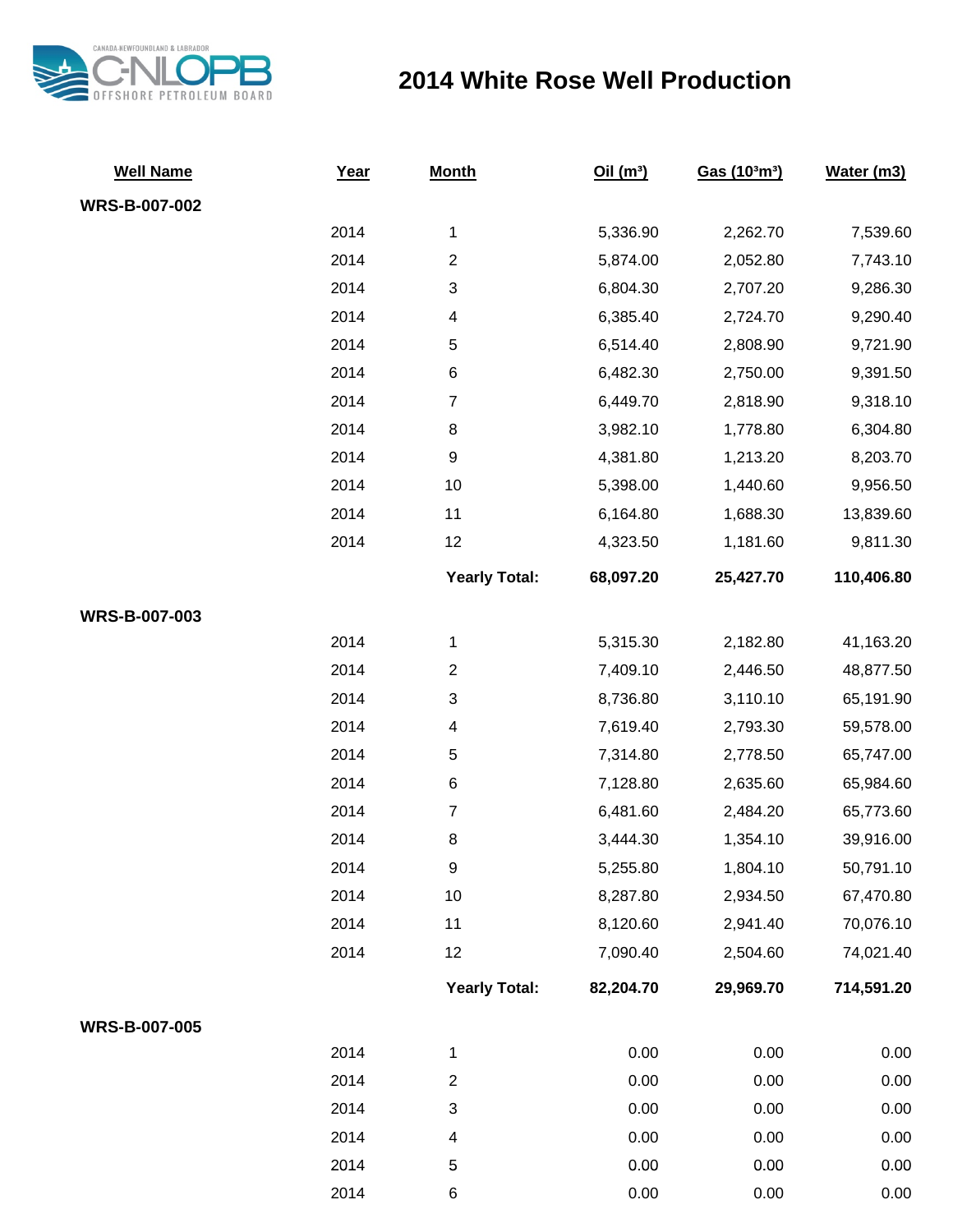# 2014 White Rose Well Production

| Well Name | Year | Month | Oil ($m^3$) | Gas ($10^3m^3$) | Water (m3) |
|---|---|---|---|---|---|
| **WRS-B-007-002** | | | | | |
| | 2014 | 1 | 5,336.90 | 2,262.70 | 7,539.60 |
| | 2014 | 2 | 5,874.00 | 2,052.80 | 7,743.10 |
| | 2014 | 3 | 6,804.30 | 2,707.20 | 9,286.30 |
| | 2014 | 4 | 6,385.40 | 2,724.70 | 9,290.40 |
| | 2014 | 5 | 6,514.40 | 2,808.90 | 9,721.90 |
| | 2014 | 6 | 6,482.30 | 2,750.00 | 9,391.50 |
| | 2014 | 7 | 6,449.70 | 2,818.90 | 9,318.10 |
| | 2014 | 8 | 3,982.10 | 1,778.80 | 6,304.80 |
| | 2014 | 9 | 4,381.80 | 1,213.20 | 8,203.70 |
| | 2014 | 10 | 5,398.00 | 1,440.60 | 9,956.50 |
| | 2014 | 11 | 6,164.80 | 1,688.30 | 13,839.60 |
| | 2014 | 12 | 4,323.50 | 1,181.60 | 9,811.30 |
| | | **Yearly Total:** | **68,097.20** | **25,427.70** | **110,406.80** |
| **WRS-B-007-003** | | | | | |
| | 2014 | 1 | 5,315.30 | 2,182.80 | 41,163.20 |
| | 2014 | 2 | 7,409.10 | 2,446.50 | 48,877.50 |
| | 2014 | 3 | 8,736.80 | 3,110.10 | 65,191.90 |
| | 2014 | 4 | 7,619.40 | 2,793.30 | 59,578.00 |
| | 2014 | 5 | 7,314.80 | 2,778.50 | 65,747.00 |
| | 2014 | 6 | 7,128.80 | 2,635.60 | 65,984.60 |
| | 2014 | 7 | 6,481.60 | 2,484.20 | 65,773.60 |
| | 2014 | 8 | 3,444.30 | 1,354.10 | 39,916.00 |
| | 2014 | 9 | 5,255.80 | 1,804.10 | 50,791.10 |
| | 2014 | 10 | 8,287.80 | 2,934.50 | 67,470.80 |
| | 2014 | 11 | 8,120.60 | 2,941.40 | 70,076.10 |
| | 2014 | 12 | 7,090.40 | 2,504.60 | 74,021.40 |
| | | **Yearly Total:** | **82,204.70** | **29,969.70** | **714,591.20** |
| **WRS-B-007-005** | | | | | |
| | 2014 | 1 | 0.00 | 0.00 | 0.00 |
| | 2014 | 2 | 0.00 | 0.00 | 0.00 |
| | 2014 | 3 | 0.00 | 0.00 | 0.00 |
| | 2014 | 4 | 0.00 | 0.00 | 0.00 |
| | 2014 | 5 | 0.00 | 0.00 | 0.00 |
| | 2014 | 6 | 0.00 | 0.00 | 0.00 |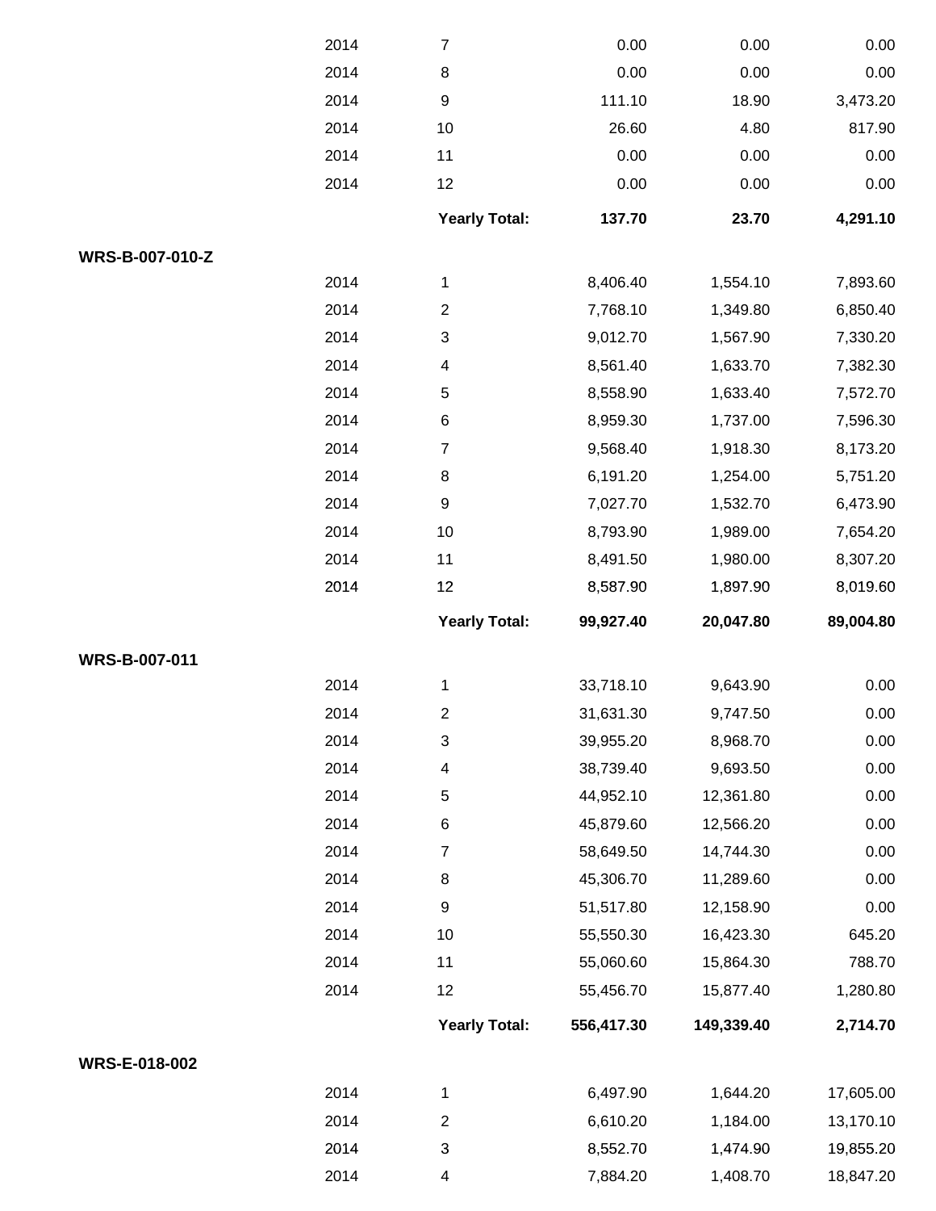| | | | | | |
|---|---|---|---|---|---|
| | 2014 | 7 | 0.00 | 0.00 | 0.00 |
| | 2014 | 8 | 0.00 | 0.00 | 0.00 |
| | 2014 | 9 | 111.10 | 18.90 | 3,473.20 |
| | 2014 | 10 | 26.60 | 4.80 | 817.90 |
| | 2014 | 11 | 0.00 | 0.00 | 0.00 |
| | 2014 | 12 | 0.00 | 0.00 | 0.00 |
| | | **Yearly Total:** | **137.70** | **23.70** | **4,291.10** |
| **WRS-B-007-010-Z** | | | | | |
| | 2014 | 1 | 8,406.40 | 1,554.10 | 7,893.60 |
| | 2014 | 2 | 7,768.10 | 1,349.80 | 6,850.40 |
| | 2014 | 3 | 9,012.70 | 1,567.90 | 7,330.20 |
| | 2014 | 4 | 8,561.40 | 1,633.70 | 7,382.30 |
| | 2014 | 5 | 8,558.90 | 1,633.40 | 7,572.70 |
| | 2014 | 6 | 8,959.30 | 1,737.00 | 7,596.30 |
| | 2014 | 7 | 9,568.40 | 1,918.30 | 8,173.20 |
| | 2014 | 8 | 6,191.20 | 1,254.00 | 5,751.20 |
| | 2014 | 9 | 7,027.70 | 1,532.70 | 6,473.90 |
| | 2014 | 10 | 8,793.90 | 1,989.00 | 7,654.20 |
| | 2014 | 11 | 8,491.50 | 1,980.00 | 8,307.20 |
| | 2014 | 12 | 8,587.90 | 1,897.90 | 8,019.60 |
| | | **Yearly Total:** | **99,927.40** | **20,047.80** | **89,004.80** |
| **WRS-B-007-011** | | | | | |
| | 2014 | 1 | 33,718.10 | 9,643.90 | 0.00 |
| | 2014 | 2 | 31,631.30 | 9,747.50 | 0.00 |
| | 2014 | 3 | 39,955.20 | 8,968.70 | 0.00 |
| | 2014 | 4 | 38,739.40 | 9,693.50 | 0.00 |
| | 2014 | 5 | 44,952.10 | 12,361.80 | 0.00 |
| | 2014 | 6 | 45,879.60 | 12,566.20 | 0.00 |
| | 2014 | 7 | 58,649.50 | 14,744.30 | 0.00 |
| | 2014 | 8 | 45,306.70 | 11,289.60 | 0.00 |
| | 2014 | 9 | 51,517.80 | 12,158.90 | 0.00 |
| | 2014 | 10 | 55,550.30 | 16,423.30 | 645.20 |
| | 2014 | 11 | 55,060.60 | 15,864.30 | 788.70 |
| | 2014 | 12 | 55,456.70 | 15,877.40 | 1,280.80 |
| | | **Yearly Total:** | **556,417.30** | **149,339.40** | **2,714.70** |
| **WRS-E-018-002** | | | | | |
| | 2014 | 1 | 6,497.90 | 1,644.20 | 17,605.00 |
| | 2014 | 2 | 6,610.20 | 1,184.00 | 13,170.10 |
| | 2014 | 3 | 8,552.70 | 1,474.90 | 19,855.20 |
| | 2014 | 4 | 7,884.20 | 1,408.70 | 18,847.20 |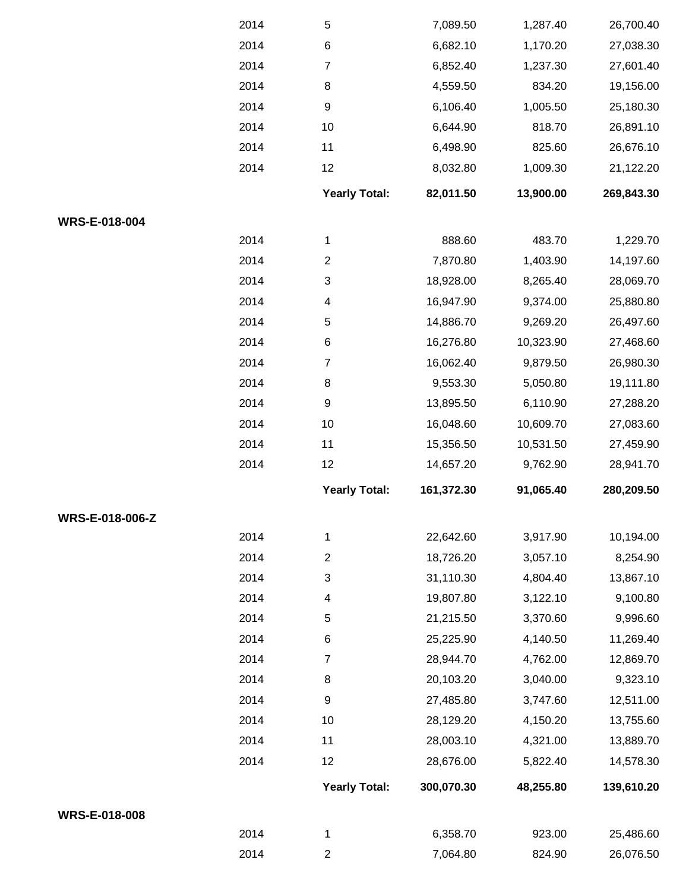| | | | | | |
|---|---|---|---|---|---|
| | 2014 | 5 | 7,089.50 | 1,287.40 | 26,700.40 |
| | 2014 | 6 | 6,682.10 | 1,170.20 | 27,038.30 |
| | 2014 | 7 | 6,852.40 | 1,237.30 | 27,601.40 |
| | 2014 | 8 | 4,559.50 | 834.20 | 19,156.00 |
| | 2014 | 9 | 6,106.40 | 1,005.50 | 25,180.30 |
| | 2014 | 10 | 6,644.90 | 818.70 | 26,891.10 |
| | 2014 | 11 | 6,498.90 | 825.60 | 26,676.10 |
| | 2014 | 12 | 8,032.80 | 1,009.30 | 21,122.20 |
| | | **Yearly Total:** | **82,011.50** | **13,900.00** | **269,843.30** |
| **WRS-E-018-004** | | | | | |
| | 2014 | 1 | 888.60 | 483.70 | 1,229.70 |
| | 2014 | 2 | 7,870.80 | 1,403.90 | 14,197.60 |
| | 2014 | 3 | 18,928.00 | 8,265.40 | 28,069.70 |
| | 2014 | 4 | 16,947.90 | 9,374.00 | 25,880.80 |
| | 2014 | 5 | 14,886.70 | 9,269.20 | 26,497.60 |
| | 2014 | 6 | 16,276.80 | 10,323.90 | 27,468.60 |
| | 2014 | 7 | 16,062.40 | 9,879.50 | 26,980.30 |
| | 2014 | 8 | 9,553.30 | 5,050.80 | 19,111.80 |
| | 2014 | 9 | 13,895.50 | 6,110.90 | 27,288.20 |
| | 2014 | 10 | 16,048.60 | 10,609.70 | 27,083.60 |
| | 2014 | 11 | 15,356.50 | 10,531.50 | 27,459.90 |
| | 2014 | 12 | 14,657.20 | 9,762.90 | 28,941.70 |
| | | **Yearly Total:** | **161,372.30** | **91,065.40** | **280,209.50** |
| **WRS-E-018-006-Z** | | | | | |
| | 2014 | 1 | 22,642.60 | 3,917.90 | 10,194.00 |
| | 2014 | 2 | 18,726.20 | 3,057.10 | 8,254.90 |
| | 2014 | 3 | 31,110.30 | 4,804.40 | 13,867.10 |
| | 2014 | 4 | 19,807.80 | 3,122.10 | 9,100.80 |
| | 2014 | 5 | 21,215.50 | 3,370.60 | 9,996.60 |
| | 2014 | 6 | 25,225.90 | 4,140.50 | 11,269.40 |
| | 2014 | 7 | 28,944.70 | 4,762.00 | 12,869.70 |
| | 2014 | 8 | 20,103.20 | 3,040.00 | 9,323.10 |
| | 2014 | 9 | 27,485.80 | 3,747.60 | 12,511.00 |
| | 2014 | 10 | 28,129.20 | 4,150.20 | 13,755.60 |
| | 2014 | 11 | 28,003.10 | 4,321.00 | 13,889.70 |
| | 2014 | 12 | 28,676.00 | 5,822.40 | 14,578.30 |
| | | **Yearly Total:** | **300,070.30** | **48,255.80** | **139,610.20** |
| **WRS-E-018-008** | | | | | |
| | 2014 | 1 | 6,358.70 | 923.00 | 25,486.60 |
| | 2014 | 2 | 7,064.80 | 824.90 | 26,076.50 |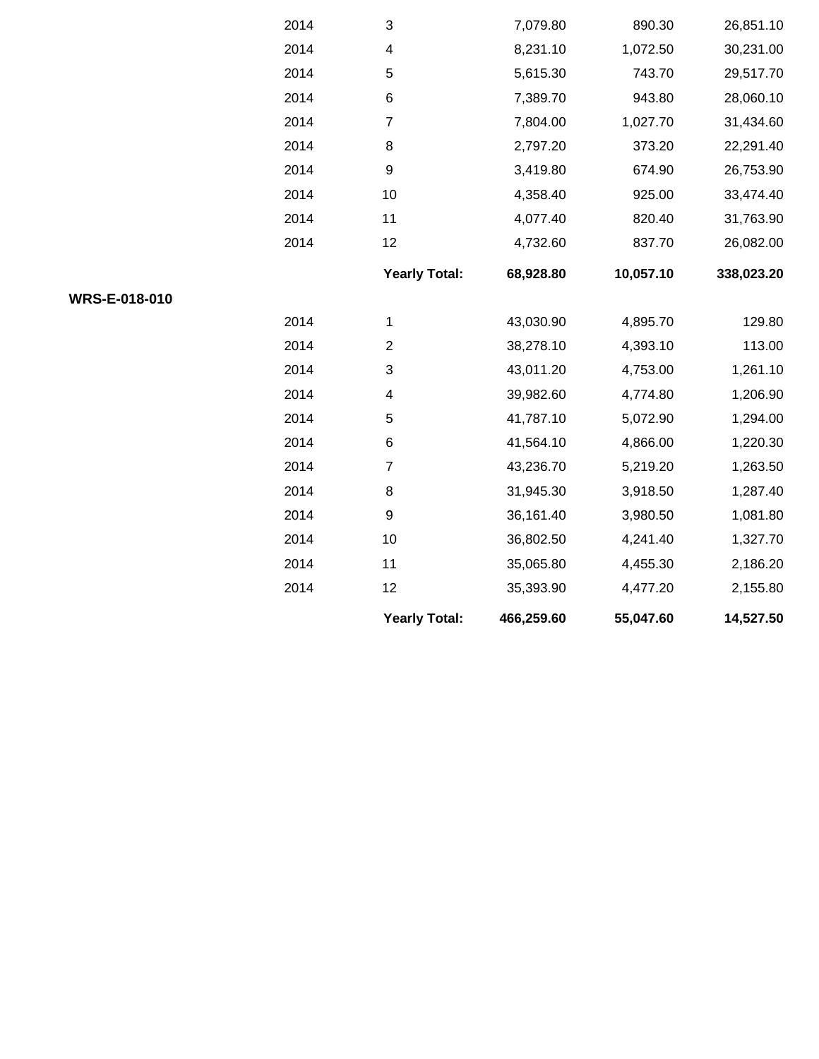| | | | | | |
|---|---|---|---|---|---|
| | 2014 | 3 | 7,079.80 | 890.30 | 26,851.10 |
| | 2014 | 4 | 8,231.10 | 1,072.50 | 30,231.00 |
| | 2014 | 5 | 5,615.30 | 743.70 | 29,517.70 |
| | 2014 | 6 | 7,389.70 | 943.80 | 28,060.10 |
| | 2014 | 7 | 7,804.00 | 1,027.70 | 31,434.60 |
| | 2014 | 8 | 2,797.20 | 373.20 | 22,291.40 |
| | 2014 | 9 | 3,419.80 | 674.90 | 26,753.90 |
| | 2014 | 10 | 4,358.40 | 925.00 | 33,474.40 |
| | 2014 | 11 | 4,077.40 | 820.40 | 31,763.90 |
| | 2014 | 12 | 4,732.60 | 837.70 | 26,082.00 |
| | | **Yearly Total:** | **68,928.80** | **10,057.10** | **338,023.20** |
| **WRS-E-018-010** | | | | | |
| | 2014 | 1 | 43,030.90 | 4,895.70 | 129.80 |
| | 2014 | 2 | 38,278.10 | 4,393.10 | 113.00 |
| | 2014 | 3 | 43,011.20 | 4,753.00 | 1,261.10 |
| | 2014 | 4 | 39,982.60 | 4,774.80 | 1,206.90 |
| | 2014 | 5 | 41,787.10 | 5,072.90 | 1,294.00 |
| | 2014 | 6 | 41,564.10 | 4,866.00 | 1,220.30 |
| | 2014 | 7 | 43,236.70 | 5,219.20 | 1,263.50 |
| | 2014 | 8 | 31,945.30 | 3,918.50 | 1,287.40 |
| | 2014 | 9 | 36,161.40 | 3,980.50 | 1,081.80 |
| | 2014 | 10 | 36,802.50 | 4,241.40 | 1,327.70 |
| | 2014 | 11 | 35,065.80 | 4,455.30 | 2,186.20 |
| | 2014 | 12 | 35,393.90 | 4,477.20 | 2,155.80 |
| | | **Yearly Total:** | **466,259.60** | **55,047.60** | **14,527.50** |